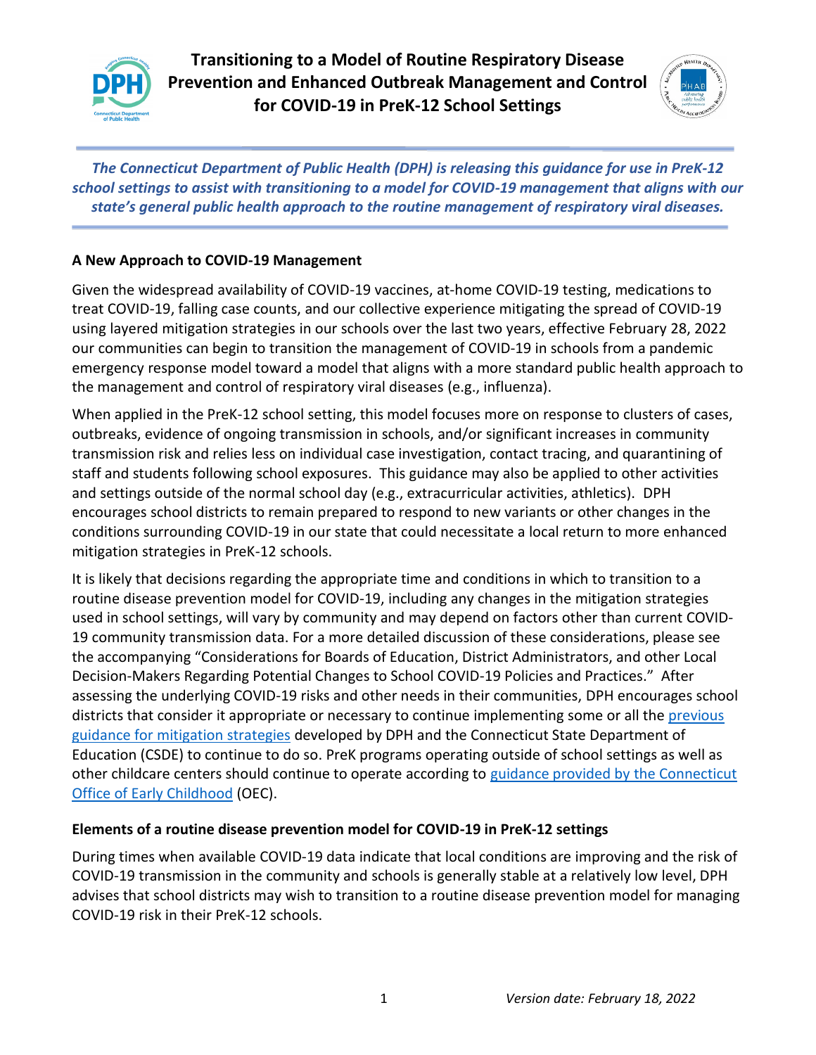# Transitioning to a Model of Routine Respiratory Disease Prevention and Enhanced Outbreak Management and Control for COVID-19 in PreK-12 School Settings

***The Connecticut Department of Public Health (DPH) is releasing this guidance for use in PreK-12 school settings to assist with transitioning to a model for COVID-19 management that aligns with our state's general public health approach to the routine management of respiratory viral diseases.***

## A New Approach to COVID-19 Management

Given the widespread availability of COVID-19 vaccines, at-home COVID-19 testing, medications to treat COVID-19, falling case counts, and our collective experience mitigating the spread of COVID-19 using layered mitigation strategies in our schools over the last two years, effective February 28, 2022 our communities can begin to transition the management of COVID-19 in schools from a pandemic emergency response model toward a model that aligns with a more standard public health approach to the management and control of respiratory viral diseases (e.g., influenza).

When applied in the PreK-12 school setting, this model focuses more on response to clusters of cases, outbreaks, evidence of ongoing transmission in schools, and/or significant increases in community transmission risk and relies less on individual case investigation, contact tracing, and quarantining of staff and students following school exposures. This guidance may also be applied to other activities and settings outside of the normal school day (e.g., extracurricular activities, athletics). DPH encourages school districts to remain prepared to respond to new variants or other changes in the conditions surrounding COVID-19 in our state that could necessitate a local return to more enhanced mitigation strategies in PreK-12 schools.

It is likely that decisions regarding the appropriate time and conditions in which to transition to a routine disease prevention model for COVID-19, including any changes in the mitigation strategies used in school settings, will vary by community and may depend on factors other than current COVID-19 community transmission data. For a more detailed discussion of these considerations, please see the accompanying "Considerations for Boards of Education, District Administrators, and other Local Decision-Makers Regarding Potential Changes to School COVID-19 Policies and Practices." After assessing the underlying COVID-19 risks and other needs in their communities, DPH encourages school districts that consider it appropriate or necessary to continue implementing some or all the previous guidance for mitigation strategies developed by DPH and the Connecticut State Department of Education (CSDE) to continue to do so. PreK programs operating outside of school settings as well as other childcare centers should continue to operate according to guidance provided by the Connecticut Office of Early Childhood (OEC).

## Elements of a routine disease prevention model for COVID-19 in PreK-12 settings

During times when available COVID-19 data indicate that local conditions are improving and the risk of COVID-19 transmission in the community and schools is generally stable at a relatively low level, DPH advises that school districts may wish to transition to a routine disease prevention model for managing COVID-19 risk in their PreK-12 schools.

*Version date: February 18, 2022*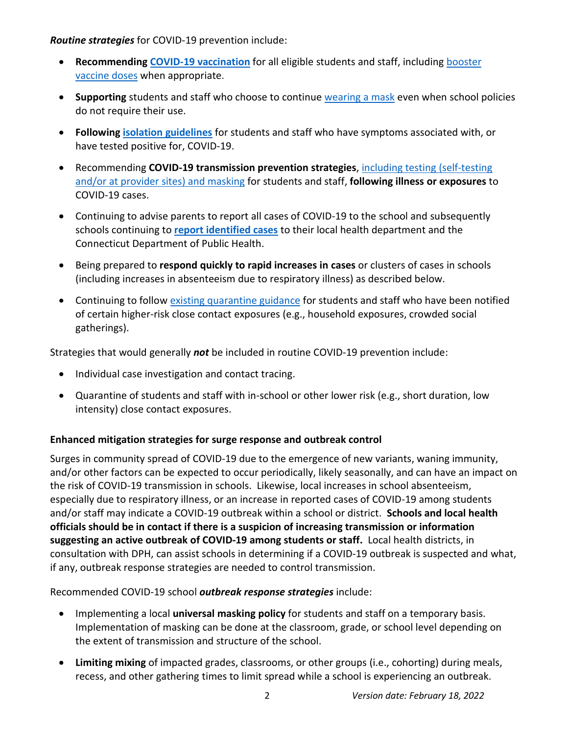***Routine strategies*** for COVID-19 prevention include:

- **Recommending COVID-19 vaccination** for all eligible students and staff, including booster vaccine doses when appropriate.
- **Supporting** students and staff who choose to continue wearing a mask even when school policies do not require their use.
- **Following isolation guidelines** for students and staff who have symptoms associated with, or have tested positive for, COVID-19.
- Recommending **COVID-19 transmission prevention strategies**, including testing (self-testing and/or at provider sites) and masking for students and staff, **following illness or exposures** to COVID-19 cases.
- Continuing to advise parents to report all cases of COVID-19 to the school and subsequently schools continuing to **report identified cases** to their local health department and the Connecticut Department of Public Health.
- Being prepared to **respond quickly to rapid increases in cases** or clusters of cases in schools (including increases in absenteeism due to respiratory illness) as described below.
- Continuing to follow existing quarantine guidance for students and staff who have been notified of certain higher-risk close contact exposures (e.g., household exposures, crowded social gatherings).

Strategies that would generally ***not*** be included in routine COVID-19 prevention include:

- Individual case investigation and contact tracing.
- Quarantine of students and staff with in-school or other lower risk (e.g., short duration, low intensity) close contact exposures.

**Enhanced mitigation strategies for surge response and outbreak control**

Surges in community spread of COVID-19 due to the emergence of new variants, waning immunity, and/or other factors can be expected to occur periodically, likely seasonally, and can have an impact on the risk of COVID-19 transmission in schools. Likewise, local increases in school absenteeism, especially due to respiratory illness, or an increase in reported cases of COVID-19 among students and/or staff may indicate a COVID-19 outbreak within a school or district. **Schools and local health officials should be in contact if there is a suspicion of increasing transmission or information suggesting an active outbreak of COVID-19 among students or staff.** Local health districts, in consultation with DPH, can assist schools in determining if a COVID-19 outbreak is suspected and what, if any, outbreak response strategies are needed to control transmission.

Recommended COVID-19 school ***outbreak response strategies*** include:

- Implementing a local **universal masking policy** for students and staff on a temporary basis. Implementation of masking can be done at the classroom, grade, or school level depending on the extent of transmission and structure of the school.
- **Limiting mixing** of impacted grades, classrooms, or other groups (i.e., cohorting) during meals, recess, and other gathering times to limit spread while a school is experiencing an outbreak.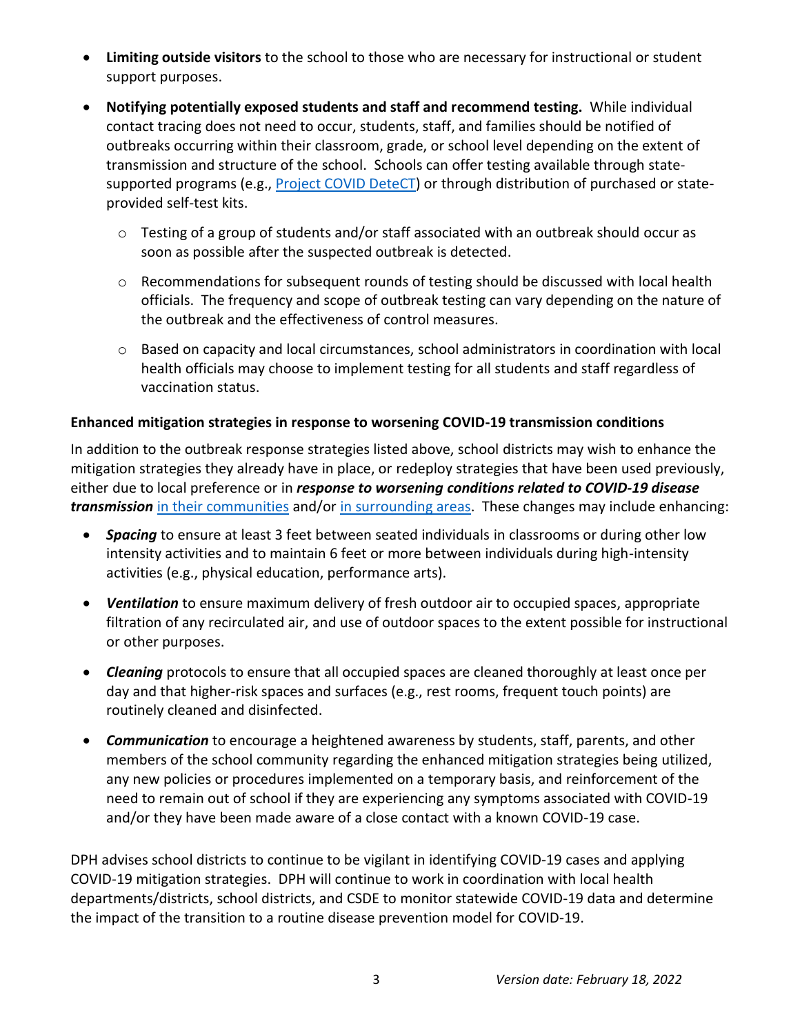- **Limiting outside visitors** to the school to those who are necessary for instructional or student support purposes.
- **Notifying potentially exposed students and staff and recommend testing.** While individual contact tracing does not need to occur, students, staff, and families should be notified of outbreaks occurring within their classroom, grade, or school level depending on the extent of transmission and structure of the school. Schools can offer testing available through state-supported programs (e.g., [Project COVID DeteCT]) or through distribution of purchased or state-provided self-test kits.
  - Testing of a group of students and/or staff associated with an outbreak should occur as soon as possible after the suspected outbreak is detected.
  - Recommendations for subsequent rounds of testing should be discussed with local health officials. The frequency and scope of outbreak testing can vary depending on the nature of the outbreak and the effectiveness of control measures.
  - Based on capacity and local circumstances, school administrators in coordination with local health officials may choose to implement testing for all students and staff regardless of vaccination status.

**Enhanced mitigation strategies in response to worsening COVID-19 transmission conditions**

In addition to the outbreak response strategies listed above, school districts may wish to enhance the mitigation strategies they already have in place, or redeploy strategies that have been used previously, either due to local preference or in ***response to worsening conditions related to COVID-19 disease transmission*** in their communities and/or in surrounding areas. These changes may include enhancing:

- ***Spacing*** to ensure at least 3 feet between seated individuals in classrooms or during other low intensity activities and to maintain 6 feet or more between individuals during high-intensity activities (e.g., physical education, performance arts).
- ***Ventilation*** to ensure maximum delivery of fresh outdoor air to occupied spaces, appropriate filtration of any recirculated air, and use of outdoor spaces to the extent possible for instructional or other purposes.
- ***Cleaning*** protocols to ensure that all occupied spaces are cleaned thoroughly at least once per day and that higher-risk spaces and surfaces (e.g., rest rooms, frequent touch points) are routinely cleaned and disinfected.
- ***Communication*** to encourage a heightened awareness by students, staff, parents, and other members of the school community regarding the enhanced mitigation strategies being utilized, any new policies or procedures implemented on a temporary basis, and reinforcement of the need to remain out of school if they are experiencing any symptoms associated with COVID-19 and/or they have been made aware of a close contact with a known COVID-19 case.

DPH advises school districts to continue to be vigilant in identifying COVID-19 cases and applying COVID-19 mitigation strategies. DPH will continue to work in coordination with local health departments/districts, school districts, and CSDE to monitor statewide COVID-19 data and determine the impact of the transition to a routine disease prevention model for COVID-19.

*Version date: February 18, 2022*